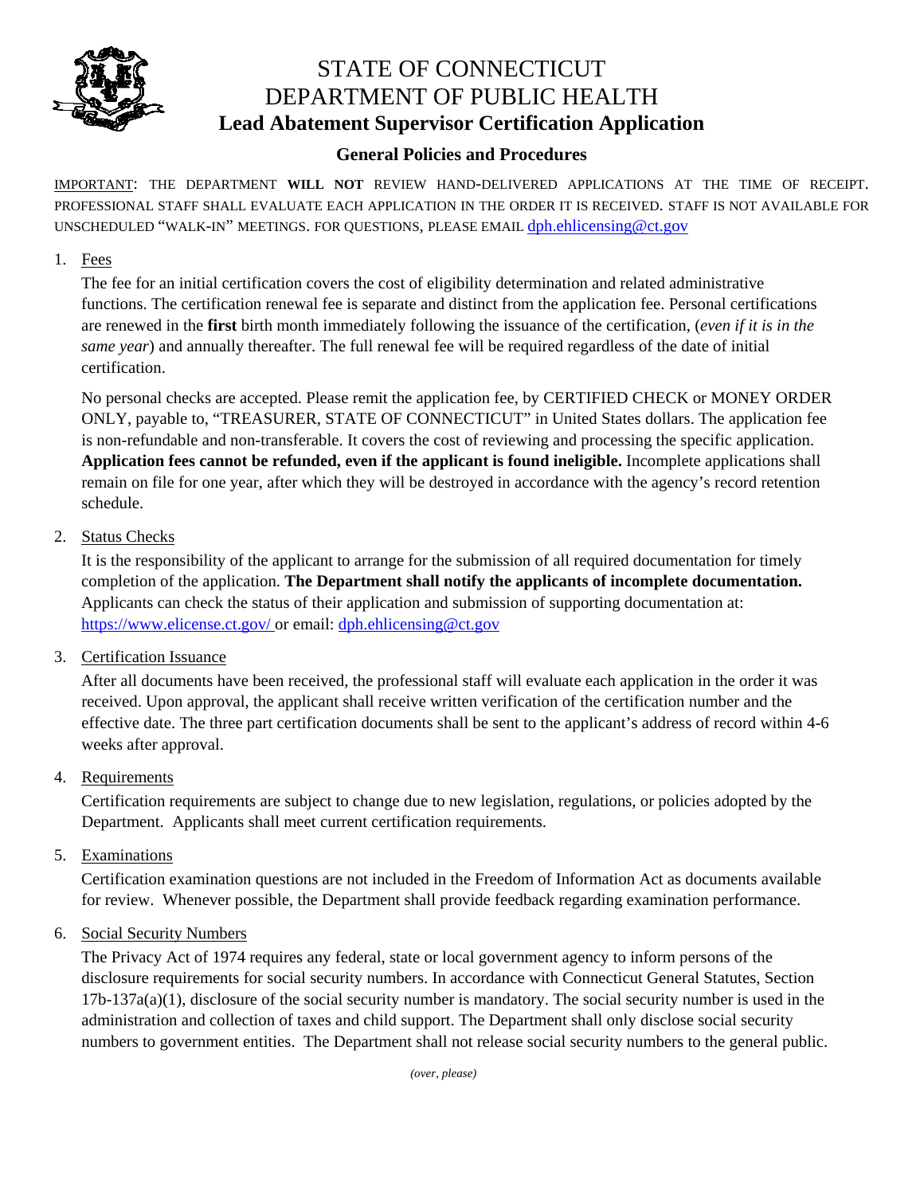# STATE OF CONNECTICUT
# DEPARTMENT OF PUBLIC HEALTH
## Lead Abatement Supervisor Certification Application

### General Policies and Procedures

IMPORTANT: THE DEPARTMENT **WILL NOT** REVIEW HAND-DELIVERED APPLICATIONS AT THE TIME OF RECEIPT. PROFESSIONAL STAFF SHALL EVALUATE EACH APPLICATION IN THE ORDER IT IS RECEIVED. STAFF IS NOT AVAILABLE FOR UNSCHEDULED "WALK-IN" MEETINGS. FOR QUESTIONS, PLEASE EMAIL dph.ehlicensing@ct.gov

1. Fees

   The fee for an initial certification covers the cost of eligibility determination and related administrative functions. The certification renewal fee is separate and distinct from the application fee. Personal certifications are renewed in the **first** birth month immediately following the issuance of the certification, (*even if it is in the same year*) and annually thereafter. The full renewal fee will be required regardless of the date of initial certification.

   No personal checks are accepted. Please remit the application fee, by CERTIFIED CHECK or MONEY ORDER ONLY, payable to, "TREASURER, STATE OF CONNECTICUT" in United States dollars. The application fee is non-refundable and non-transferable. It covers the cost of reviewing and processing the specific application. **Application fees cannot be refunded, even if the applicant is found ineligible.** Incomplete applications shall remain on file for one year, after which they will be destroyed in accordance with the agency's record retention schedule.

2. Status Checks

   It is the responsibility of the applicant to arrange for the submission of all required documentation for timely completion of the application. **The Department shall notify the applicants of incomplete documentation.** Applicants can check the status of their application and submission of supporting documentation at: https://www.elicense.ct.gov/ or email: dph.ehlicensing@ct.gov

3. Certification Issuance

   After all documents have been received, the professional staff will evaluate each application in the order it was received. Upon approval, the applicant shall receive written verification of the certification number and the effective date. The three part certification documents shall be sent to the applicant's address of record within 4-6 weeks after approval.

4. Requirements

   Certification requirements are subject to change due to new legislation, regulations, or policies adopted by the Department. Applicants shall meet current certification requirements.

5. Examinations

   Certification examination questions are not included in the Freedom of Information Act as documents available for review. Whenever possible, the Department shall provide feedback regarding examination performance.

6. Social Security Numbers

   The Privacy Act of 1974 requires any federal, state or local government agency to inform persons of the disclosure requirements for social security numbers. In accordance with Connecticut General Statutes, Section 17b-137a(a)(1), disclosure of the social security number is mandatory. The social security number is used in the administration and collection of taxes and child support. The Department shall only disclose social security numbers to government entities. The Department shall not release social security numbers to the general public.

*(over, please)*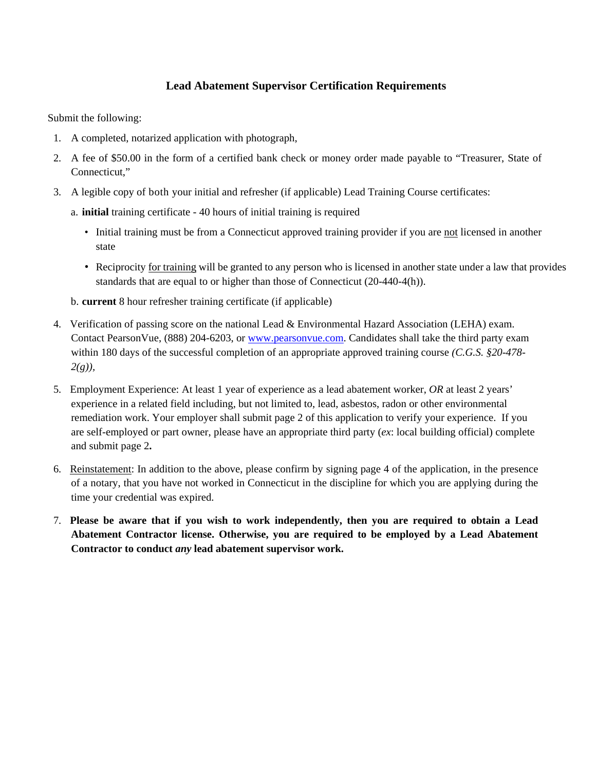## Lead Abatement Supervisor Certification Requirements

Submit the following:

1. A completed, notarized application with photograph,
2. A fee of $50.00 in the form of a certified bank check or money order made payable to "Treasurer, State of Connecticut,"
3. A legible copy of both your initial and refresher (if applicable) Lead Training Course certificates:

   a. **initial** training certificate - 40 hours of initial training is required

   - Initial training must be from a Connecticut approved training provider if you are <u>not</u> licensed in another state
   - Reciprocity <u>for training</u> will be granted to any person who is licensed in another state under a law that provides standards that are equal to or higher than those of Connecticut (20-440-4(h)).

   b. **current** 8 hour refresher training certificate (if applicable)

4. Verification of passing score on the national Lead & Environmental Hazard Association (LEHA) exam. Contact PearsonVue, (888) 204-6203, or [www.pearsonvue.com](http://www.pearsonvue.com). Candidates shall take the third party exam within 180 days of the successful completion of an appropriate approved training course *(C.G.S. §20-478-2(g)),*
5. Employment Experience: At least 1 year of experience as a lead abatement worker, *OR* at least 2 years' experience in a related field including, but not limited to, lead, asbestos, radon or other environmental remediation work. Your employer shall submit page 2 of this application to verify your experience. If you are self-employed or part owner, please have an appropriate third party (*ex*: local building official) complete and submit page 2**.**
6. <u>Reinstatement</u>: In addition to the above, please confirm by signing page 4 of the application, in the presence of a notary, that you have not worked in Connecticut in the discipline for which you are applying during the time your credential was expired.
7. **Please be aware that if you wish to work independently, then you are required to obtain a Lead Abatement Contractor license. Otherwise, you are required to be employed by a Lead Abatement Contractor to conduct *any* lead abatement supervisor work.**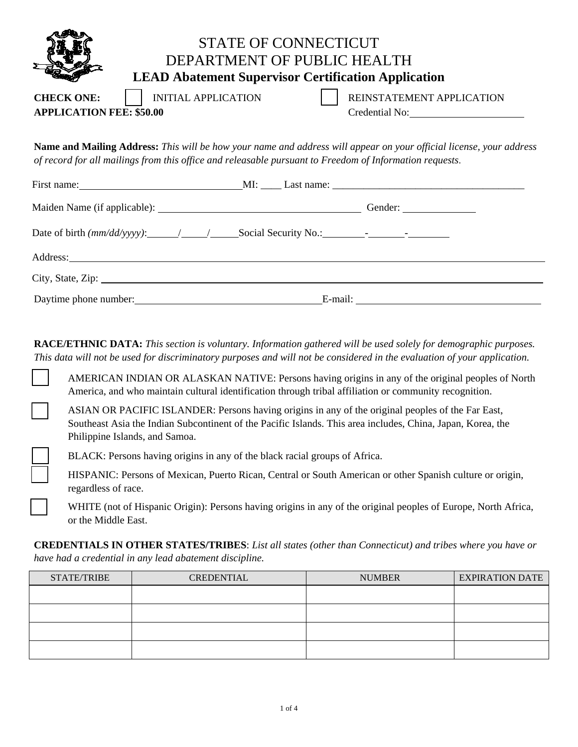# STATE OF CONNECTICUT
# DEPARTMENT OF PUBLIC HEALTH
## LEAD Abatement Supervisor Certification Application

**CHECK ONE:** ☐ INITIAL APPLICATION ☐ REINSTATEMENT APPLICATION

**APPLICATION FEE: $50.00** Credential No:\_\_\_\_\_\_\_\_\_\_\_\_\_\_\_\_\_\_\_\_

**Name and Mailing Address:** *This will be how your name and address will appear on your official license, your address of record for all mailings from this office and releasable pursuant to Freedom of Information requests.*

First name:\_\_\_\_\_\_\_\_\_\_\_\_\_\_\_\_\_\_\_\_\_\_\_\_\_\_\_\_ MI: \_\_\_\_ Last name: \_\_\_\_\_\_\_\_\_\_\_\_\_\_\_\_\_\_\_\_\_\_\_\_\_\_\_\_\_\_\_\_\_\_\_\_

Maiden Name (if applicable): \_\_\_\_\_\_\_\_\_\_\_\_\_\_\_\_\_\_\_\_\_\_\_\_\_\_\_\_\_\_\_\_\_\_\_\_ Gender: \_\_\_\_\_\_\_\_\_\_\_\_\_

Date of birth *(mm/dd/yyyy)*:\_\_\_\_\_/\_\_\_\_\_/\_\_\_\_\_ Social Security No.:\_\_\_\_\_\_\_-\_\_\_\_\_\_\_-\_\_\_\_\_\_\_

Address:\_\_\_\_\_\_\_\_\_\_\_\_\_\_\_\_\_\_\_\_\_\_\_\_\_\_\_\_\_\_\_\_\_\_\_\_\_\_\_\_\_\_\_\_\_\_\_\_\_\_\_\_\_\_\_\_\_\_\_\_\_\_\_\_\_\_\_\_\_\_\_\_\_\_\_\_\_\_

City, State, Zip: \_\_\_\_\_\_\_\_\_\_\_\_\_\_\_\_\_\_\_\_\_\_\_\_\_\_\_\_\_\_\_\_\_\_\_\_\_\_\_\_\_\_\_\_\_\_\_\_\_\_\_\_\_\_\_\_\_\_\_\_\_\_\_\_\_\_\_\_\_\_\_\_

Daytime phone number:\_\_\_\_\_\_\_\_\_\_\_\_\_\_\_\_\_\_\_\_\_\_\_\_\_\_\_\_\_\_\_\_ E-mail: \_\_\_\_\_\_\_\_\_\_\_\_\_\_\_\_\_\_\_\_\_\_\_\_\_\_\_\_\_\_\_\_

**RACE/ETHNIC DATA:** *This section is voluntary. Information gathered will be used solely for demographic purposes. This data will not be used for discriminatory purposes and will not be considered in the evaluation of your application.*

☐ AMERICAN INDIAN OR ALASKAN NATIVE: Persons having origins in any of the original peoples of North America, and who maintain cultural identification through tribal affiliation or community recognition.

☐ ASIAN OR PACIFIC ISLANDER: Persons having origins in any of the original peoples of the Far East, Southeast Asia the Indian Subcontinent of the Pacific Islands. This area includes, China, Japan, Korea, the Philippine Islands, and Samoa.

☐ BLACK: Persons having origins in any of the black racial groups of Africa.

☐ HISPANIC: Persons of Mexican, Puerto Rican, Central or South American or other Spanish culture or origin, regardless of race.

☐ WHITE (not of Hispanic Origin): Persons having origins in any of the original peoples of Europe, North Africa, or the Middle East.

**CREDENTIALS IN OTHER STATES/TRIBES**: *List all states (other than Connecticut) and tribes where you have or have had a credential in any lead abatement discipline.*

| STATE/TRIBE | CREDENTIAL | NUMBER | EXPIRATION DATE |
|---|---|---|---|
| | | | |
| | | | |
| | | | |
| | | | |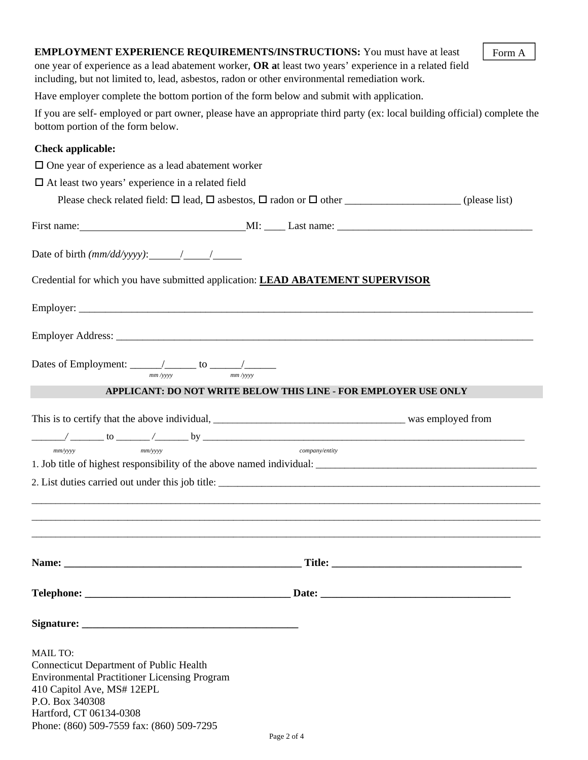Form A

**EMPLOYMENT EXPERIENCE REQUIREMENTS/INSTRUCTIONS:** You must have at least one year of experience as a lead abatement worker, **OR a**t least two years' experience in a related field including, but not limited to, lead, asbestos, radon or other environmental remediation work.

Have employer complete the bottom portion of the form below and submit with application.

If you are self- employed or part owner, please have an appropriate third party (ex: local building official) complete the bottom portion of the form below.

**Check applicable:**

☐ One year of experience as a lead abatement worker

☐ At least two years' experience in a related field

Please check related field: ☐ lead, ☐ asbestos, ☐ radon or ☐ other ______________________ (please list)

First name: ________________________________ MI: ____ Last name: ______________________________________

Date of birth *(mm/dd/yyyy)*: ______/_____/_____

Credential for which you have submitted application: **LEAD ABATEMENT SUPERVISOR**

Employer: ______________________________________________________________________________________

Employer Address: ________________________________________________________________________________

Dates of Employment: ______/______ to ______/______
*mm /yyyy* *mm /yyyy*

**APPLICANT: DO NOT WRITE BELOW THIS LINE - FOR EMPLOYER USE ONLY**

This is to certify that the above individual, _____________________________________ was employed from

_______/ _______ to _______ /_______ by ______________________________________________________________
*mm/yyyy* *mm/yyyy* *company/entity*

1. Job title of highest responsibility of the above named individual: ____________________________________________

2. List duties carried out under this job title: _________________________________________________________________

______________________________________________________________________________________________________

______________________________________________________________________________________________________

______________________________________________________________________________________________________

**Name: _______________________________________________ Title: _____________________________________**

**Telephone: _______________________________________ Date: _____________________________________**

**Signature: __________________________________________**

MAIL TO:
Connecticut Department of Public Health
Environmental Practitioner Licensing Program
410 Capitol Ave, MS# 12EPL
P.O. Box 340308
Hartford, CT 06134-0308
Phone: (860) 509-7559 fax: (860) 509-7295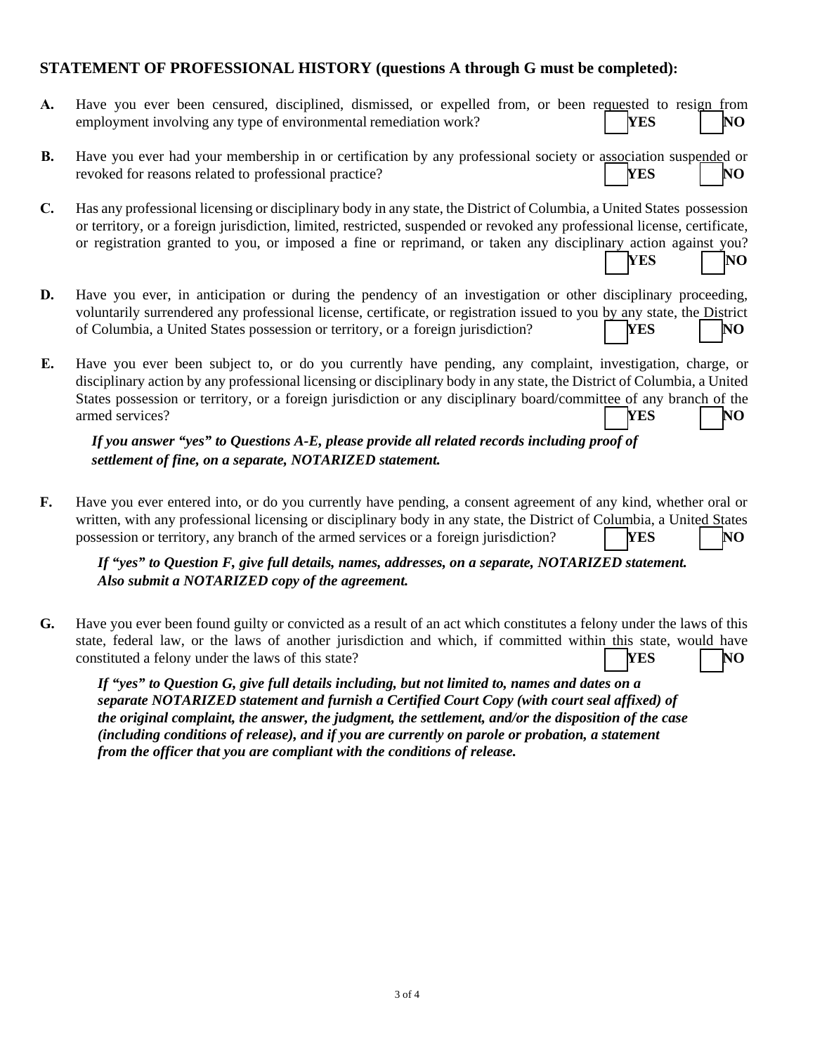## STATEMENT OF PROFESSIONAL HISTORY (questions A through G must be completed):

**A.** Have you ever been censured, disciplined, dismissed, or expelled from, or been requested to resign from employment involving any type of environmental remediation work? ☐ **YES** ☐ **NO**

**B.** Have you ever had your membership in or certification by any professional society or association suspended or revoked for reasons related to professional practice? ☐ **YES** ☐ **NO**

**C.** Has any professional licensing or disciplinary body in any state, the District of Columbia, a United States possession or territory, or a foreign jurisdiction, limited, restricted, suspended or revoked any professional license, certificate, or registration granted to you, or imposed a fine or reprimand, or taken any disciplinary action against you? ☐ **YES** ☐ **NO**

**D.** Have you ever, in anticipation or during the pendency of an investigation or other disciplinary proceeding, voluntarily surrendered any professional license, certificate, or registration issued to you by any state, the District of Columbia, a United States possession or territory, or a foreign jurisdiction? ☐ **YES** ☐ **NO**

**E.** Have you ever been subject to, or do you currently have pending, any complaint, investigation, charge, or disciplinary action by any professional licensing or disciplinary body in any state, the District of Columbia, a United States possession or territory, or a foreign jurisdiction or any disciplinary board/committee of any branch of the armed services? ☐ **YES** ☐ **NO**

***If you answer "yes" to Questions A-E, please provide all related records including proof of settlement of fine, on a separate, NOTARIZED statement.***

**F.** Have you ever entered into, or do you currently have pending, a consent agreement of any kind, whether oral or written, with any professional licensing or disciplinary body in any state, the District of Columbia, a United States possession or territory, any branch of the armed services or a foreign jurisdiction? ☐ **YES** ☐ **NO**

***If "yes" to Question F, give full details, names, addresses, on a separate, NOTARIZED statement. Also submit a NOTARIZED copy of the agreement.***

**G.** Have you ever been found guilty or convicted as a result of an act which constitutes a felony under the laws of this state, federal law, or the laws of another jurisdiction and which, if committed within this state, would have constituted a felony under the laws of this state? ☐ **YES** ☐ **NO**

***If "yes" to Question G, give full details including, but not limited to, names and dates on a separate NOTARIZED statement and furnish a Certified Court Copy (with court seal affixed) of the original complaint, the answer, the judgment, the settlement, and/or the disposition of the case (including conditions of release), and if you are currently on parole or probation, a statement from the officer that you are compliant with the conditions of release.***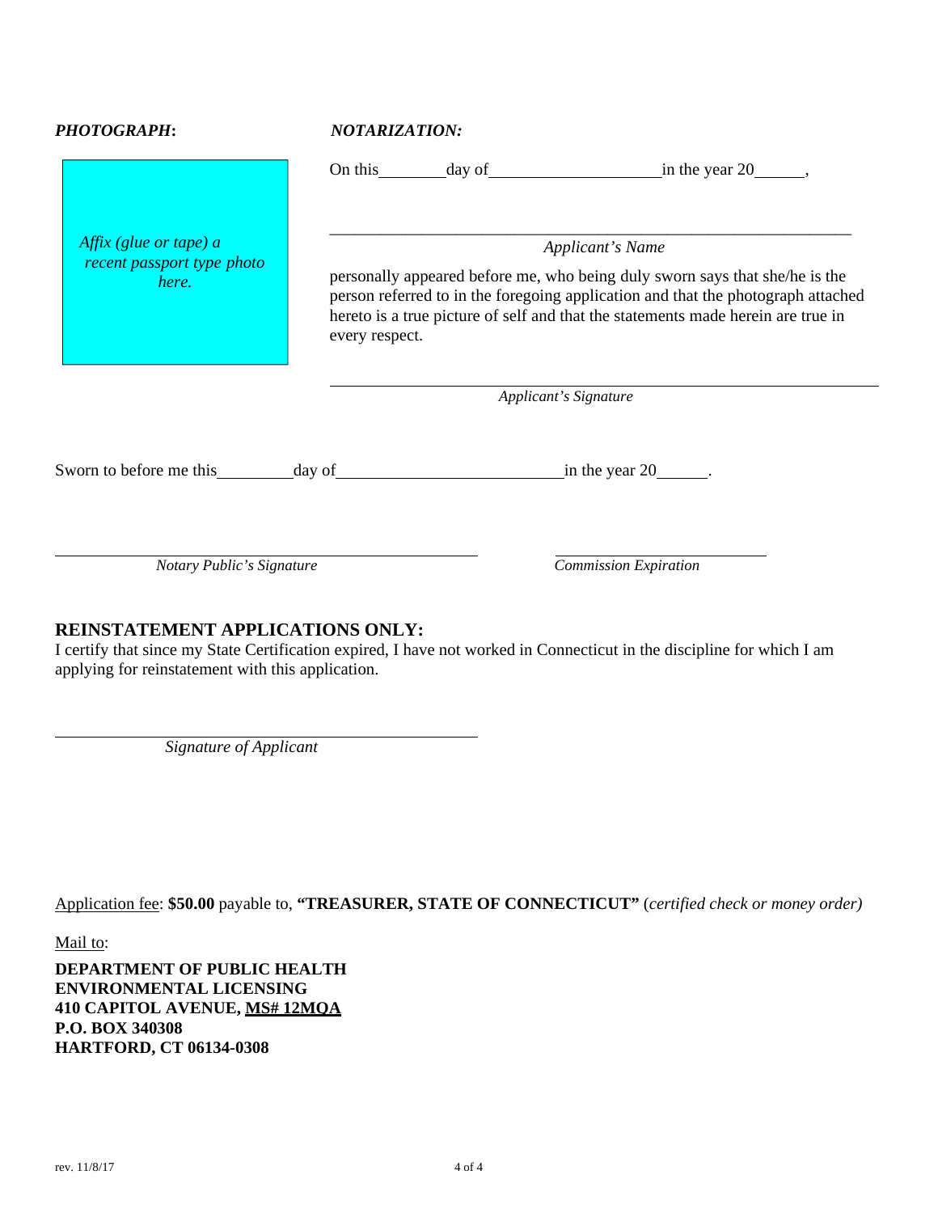***PHOTOGRAPH*:**

*Affix (glue or tape) a recent passport type photo here.*

***NOTARIZATION:***

On this________day of____________________in the year 20______,

_______________________________________________________________

*Applicant's Name*

personally appeared before me, who being duly sworn says that she/he is the person referred to in the foregoing application and that the photograph attached hereto is a true picture of self and that the statements made herein are true in every respect.

_______________________________________________________________

*Applicant's Signature*

Sworn to before me this_________day of___________________________in the year 20______.

_______________________________________ _________________________

*Notary Public's Signature* *Commission Expiration*

## REINSTATEMENT APPLICATIONS ONLY:

I certify that since my State Certification expired, I have not worked in Connecticut in the discipline for which I am applying for reinstatement with this application.

_______________________________________

*Signature of Applicant*

Application fee: **$50.00** payable to, **"TREASURER, STATE OF CONNECTICUT"** (*certified check or money order)*

Mail to:

**DEPARTMENT OF PUBLIC HEALTH**
**ENVIRONMENTAL LICENSING**
**410 CAPITOL AVENUE, MS# 12MQA**
**P.O. BOX 340308**
**HARTFORD, CT 06134-0308**

rev. 11/8/17